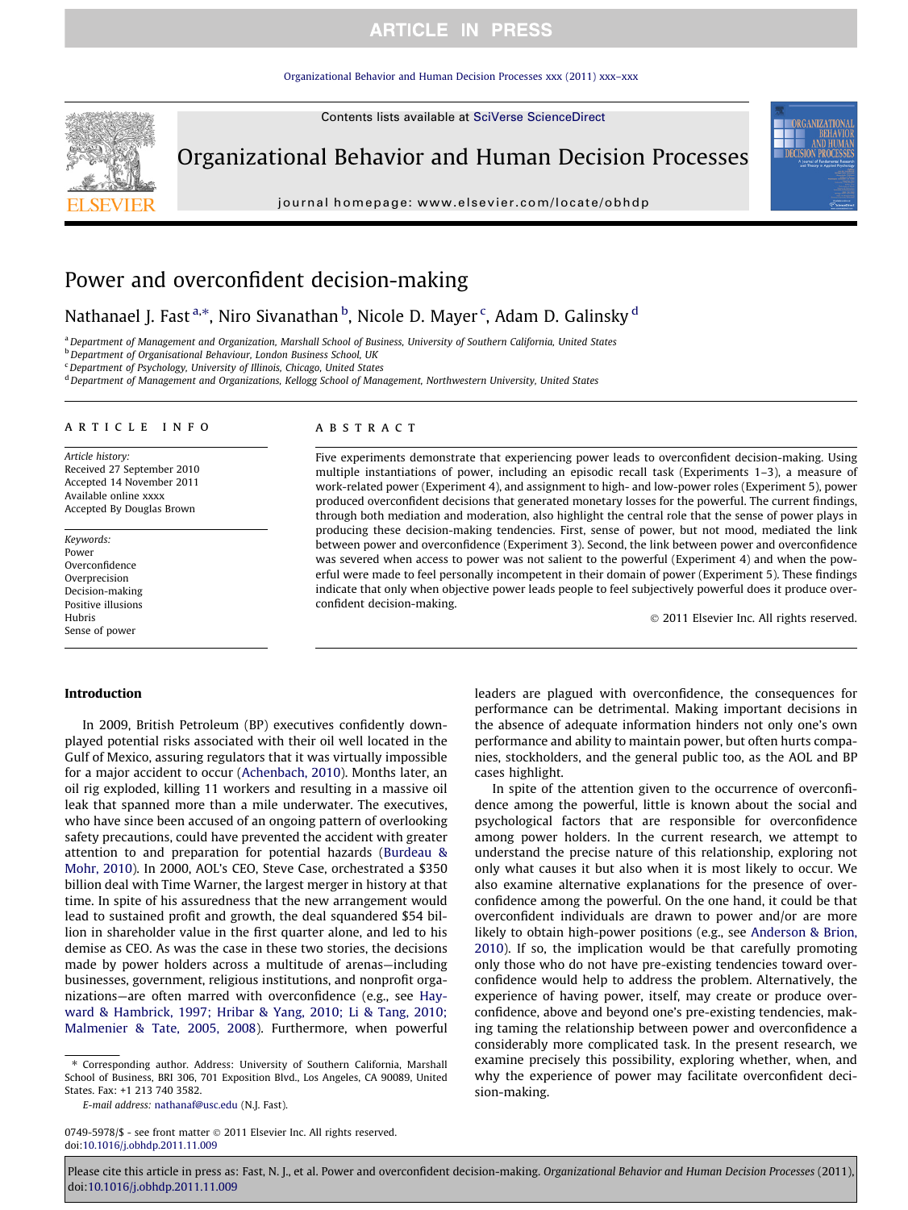# Power and overconfident decision-making

Nathanael J. Fast [a,*], Niro Sivanathan [b], Nicole D. Mayer [c], Adam D. Galinsky [d]

[a] Department of Management and Organization, Marshall School of Business, University of Southern California, United States
[b] Department of Organisational Behaviour, London Business School, UK
[c] Department of Psychology, University of Illinois, Chicago, United States
[d] Department of Management and Organizations, Kellogg School of Management, Northwestern University, United States

## ARTICLE INFO

*Article history:*
Received 27 September 2010
Accepted 14 November 2011
Available online xxxx
Accepted By Douglas Brown

*Keywords:*
Power
Overconfidence
Overprecision
Decision-making
Positive illusions
Hubris
Sense of power

## ABSTRACT

Five experiments demonstrate that experiencing power leads to overconfident decision-making. Using multiple instantiations of power, including an episodic recall task (Experiments 1–3), a measure of work-related power (Experiment 4), and assignment to high- and low-power roles (Experiment 5), power produced overconfident decisions that generated monetary losses for the powerful. The current findings, through both mediation and moderation, also highlight the central role that the sense of power plays in producing these decision-making tendencies. First, sense of power, but not mood, mediated the link between power and overconfidence (Experiment 3). Second, the link between power and overconfidence was severed when access to power was not salient to the powerful (Experiment 4) and when the powerful were made to feel personally incompetent in their domain of power (Experiment 5). These findings indicate that only when objective power leads people to feel subjectively powerful does it produce overconfident decision-making.

© 2011 Elsevier Inc. All rights reserved.

## Introduction

In 2009, British Petroleum (BP) executives confidently downplayed potential risks associated with their oil well located in the Gulf of Mexico, assuring regulators that it was virtually impossible for a major accident to occur (Achenbach, 2010). Months later, an oil rig exploded, killing 11 workers and resulting in a massive oil leak that spanned more than a mile underwater. The executives, who have since been accused of an ongoing pattern of overlooking safety precautions, could have prevented the accident with greater attention to and preparation for potential hazards (Burdeau & Mohr, 2010). In 2000, AOL's CEO, Steve Case, orchestrated a $350 billion deal with Time Warner, the largest merger in history at that time. In spite of his assuredness that the new arrangement would lead to sustained profit and growth, the deal squandered $54 billion in shareholder value in the first quarter alone, and led to his demise as CEO. As was the case in these two stories, the decisions made by power holders across a multitude of arenas—including businesses, government, religious institutions, and nonprofit organizations—are often marred with overconfidence (e.g., see Hayward & Hambrick, 1997; Hribar & Yang, 2010; Li & Tang, 2010; Malmenier & Tate, 2005, 2008). Furthermore, when powerful leaders are plagued with overconfidence, the consequences for performance can be detrimental. Making important decisions in the absence of adequate information hinders not only one's own performance and ability to maintain power, but often hurts companies, stockholders, and the general public too, as the AOL and BP cases highlight.

In spite of the attention given to the occurrence of overconfidence among the powerful, little is known about the social and psychological factors that are responsible for overconfidence among power holders. In the current research, we attempt to understand the precise nature of this relationship, exploring not only what causes it but also when it is most likely to occur. We also examine alternative explanations for the presence of overconfidence among the powerful. On the one hand, it could be that overconfident individuals are drawn to power and/or are more likely to obtain high-power positions (e.g., see Anderson & Brion, 2010). If so, the implication would be that carefully promoting only those who do not have pre-existing tendencies toward overconfidence would help to address the problem. Alternatively, the experience of having power, itself, may create or produce overconfidence, above and beyond one's pre-existing tendencies, making taming the relationship between power and overconfidence a considerably more complicated task. In the present research, we examine precisely this possibility, exploring whether, when, and why the experience of power may facilitate overconfident decision-making.

\* Corresponding author. Address: University of Southern California, Marshall School of Business, BRI 306, 701 Exposition Blvd., Los Angeles, CA 90089, United States. Fax: +1 213 740 3582.
*E-mail address:* nathanaf@usc.edu (N.J. Fast).

0749-5978/$ - see front matter © 2011 Elsevier Inc. All rights reserved.
doi:10.1016/j.obhdp.2011.11.009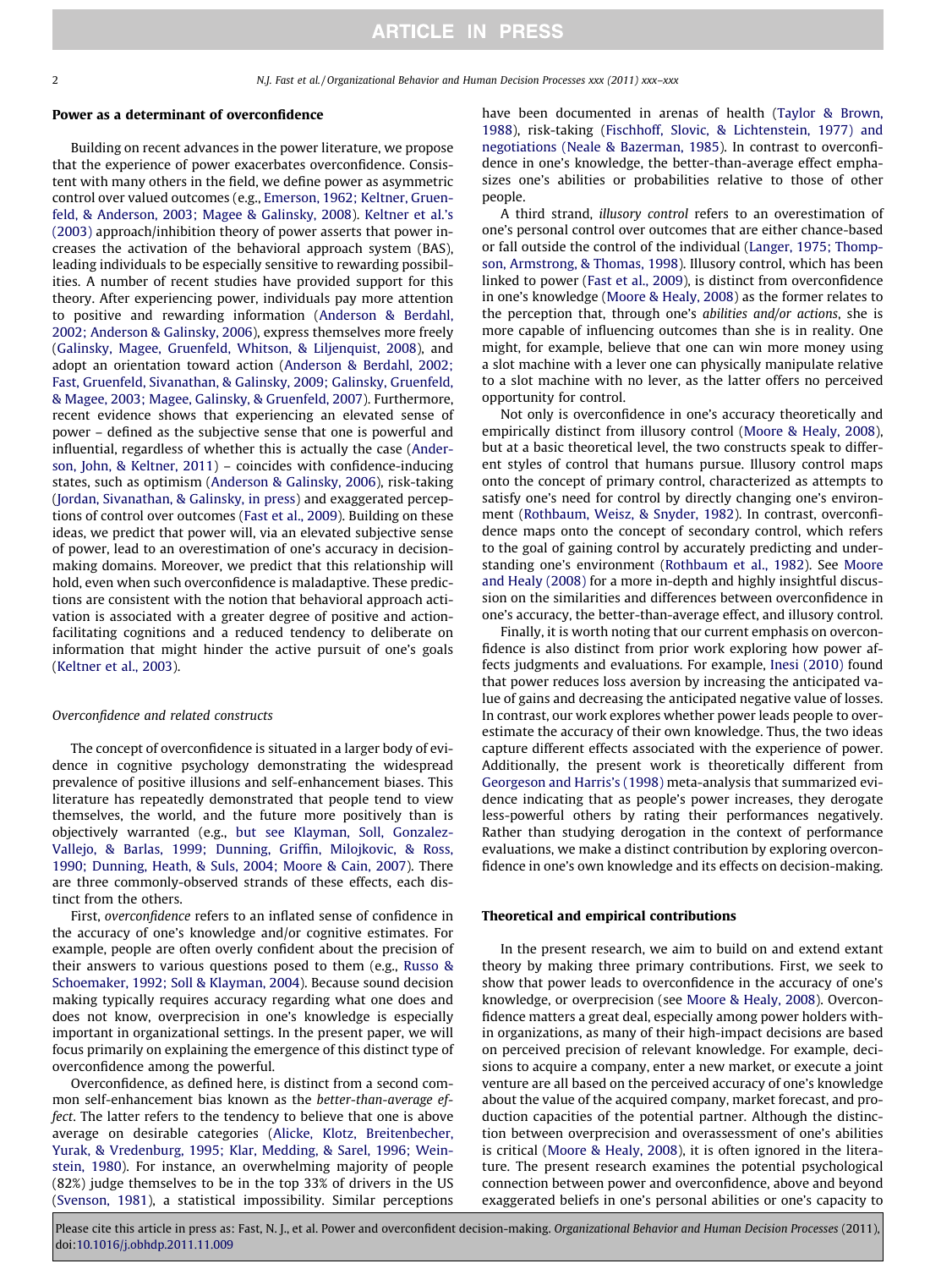## Power as a determinant of overconfidence

Building on recent advances in the power literature, we propose that the experience of power exacerbates overconfidence. Consistent with many others in the field, we define power as asymmetric control over valued outcomes (e.g., Emerson, 1962; Keltner, Gruenfeld, & Anderson, 2003; Magee & Galinsky, 2008). Keltner et al.'s (2003) approach/inhibition theory of power asserts that power increases the activation of the behavioral approach system (BAS), leading individuals to be especially sensitive to rewarding possibilities. A number of recent studies have provided support for this theory. After experiencing power, individuals pay more attention to positive and rewarding information (Anderson & Berdahl, 2002; Anderson & Galinsky, 2006), express themselves more freely (Galinsky, Magee, Gruenfeld, Whitson, & Liljenquist, 2008), and adopt an orientation toward action (Anderson & Berdahl, 2002; Fast, Gruenfeld, Sivanathan, & Galinsky, 2009; Galinsky, Gruenfeld, & Magee, 2003; Magee, Galinsky, & Gruenfeld, 2007). Furthermore, recent evidence shows that experiencing an elevated sense of power – defined as the subjective sense that one is powerful and influential, regardless of whether this is actually the case (Anderson, John, & Keltner, 2011) – coincides with confidence-inducing states, such as optimism (Anderson & Galinsky, 2006), risk-taking (Jordan, Sivanathan, & Galinsky, in press) and exaggerated perceptions of control over outcomes (Fast et al., 2009). Building on these ideas, we predict that power will, via an elevated subjective sense of power, lead to an overestimation of one's accuracy in decision-making domains. Moreover, we predict that this relationship will hold, even when such overconfidence is maladaptive. These predictions are consistent with the notion that behavioral approach activation is associated with a greater degree of positive and action-facilitating cognitions and a reduced tendency to deliberate on information that might hinder the active pursuit of one's goals (Keltner et al., 2003).

### *Overconfidence and related constructs*

The concept of overconfidence is situated in a larger body of evidence in cognitive psychology demonstrating the widespread prevalence of positive illusions and self-enhancement biases. This literature has repeatedly demonstrated that people tend to view themselves, the world, and the future more positively than is objectively warranted (e.g., but see Klayman, Soll, Gonzalez-Vallejo, & Barlas, 1999; Dunning, Griffin, Milojkovic, & Ross, 1990; Dunning, Heath, & Suls, 2004; Moore & Cain, 2007). There are three commonly-observed strands of these effects, each distinct from the others.

First, *overconfidence* refers to an inflated sense of confidence in the accuracy of one's knowledge and/or cognitive estimates. For example, people are often overly confident about the precision of their answers to various questions posed to them (e.g., Russo & Schoemaker, 1992; Soll & Klayman, 2004). Because sound decision making typically requires accuracy regarding what one does and does not know, overprecision in one's knowledge is especially important in organizational settings. In the present paper, we will focus primarily on explaining the emergence of this distinct type of overconfidence among the powerful.

Overconfidence, as defined here, is distinct from a second common self-enhancement bias known as the *better-than-average effect*. The latter refers to the tendency to believe that one is above average on desirable categories (Alicke, Klotz, Breitenbecher, Yurak, & Vredenburg, 1995; Klar, Medding, & Sarel, 1996; Weinstein, 1980). For instance, an overwhelming majority of people (82%) judge themselves to be in the top 33% of drivers in the US (Svenson, 1981), a statistical impossibility. Similar perceptions have been documented in arenas of health (Taylor & Brown, 1988), risk-taking (Fischhoff, Slovic, & Lichtenstein, 1977) and negotiations (Neale & Bazerman, 1985). In contrast to overconfidence in one's knowledge, the better-than-average effect emphasizes one's abilities or probabilities relative to those of other people.

A third strand, *illusory control* refers to an overestimation of one's personal control over outcomes that are either chance-based or fall outside the control of the individual (Langer, 1975; Thompson, Armstrong, & Thomas, 1998). Illusory control, which has been linked to power (Fast et al., 2009), is distinct from overconfidence in one's knowledge (Moore & Healy, 2008) as the former relates to the perception that, through one's *abilities and/or actions*, she is more capable of influencing outcomes than she is in reality. One might, for example, believe that one can win more money using a slot machine with a lever one can physically manipulate relative to a slot machine with no lever, as the latter offers no perceived opportunity for control.

Not only is overconfidence in one's accuracy theoretically and empirically distinct from illusory control (Moore & Healy, 2008), but at a basic theoretical level, the two constructs speak to different styles of control that humans pursue. Illusory control maps onto the concept of primary control, characterized as attempts to satisfy one's need for control by directly changing one's environment (Rothbaum, Weisz, & Snyder, 1982). In contrast, overconfidence maps onto the concept of secondary control, which refers to the goal of gaining control by accurately predicting and understanding one's environment (Rothbaum et al., 1982). See Moore and Healy (2008) for a more in-depth and highly insightful discussion on the similarities and differences between overconfidence in one's accuracy, the better-than-average effect, and illusory control.

Finally, it is worth noting that our current emphasis on overconfidence is also distinct from prior work exploring how power affects judgments and evaluations. For example, Inesi (2010) found that power reduces loss aversion by increasing the anticipated value of gains and decreasing the anticipated negative value of losses. In contrast, our work explores whether power leads people to overestimate the accuracy of their own knowledge. Thus, the two ideas capture different effects associated with the experience of power. Additionally, the present work is theoretically different from Georgeson and Harris's (1998) meta-analysis that summarized evidence indicating that as people's power increases, they derogate less-powerful others by rating their performances negatively. Rather than studying derogation in the context of performance evaluations, we make a distinct contribution by exploring overconfidence in one's own knowledge and its effects on decision-making.

## Theoretical and empirical contributions

In the present research, we aim to build on and extend extant theory by making three primary contributions. First, we seek to show that power leads to overconfidence in the accuracy of one's knowledge, or overprecision (see Moore & Healy, 2008). Overconfidence matters a great deal, especially among power holders within organizations, as many of their high-impact decisions are based on perceived precision of relevant knowledge. For example, decisions to acquire a company, enter a new market, or execute a joint venture are all based on the perceived accuracy of one's knowledge about the value of the acquired company, market forecast, and production capacities of the potential partner. Although the distinction between overprecision and overassessment of one's abilities is critical (Moore & Healy, 2008), it is often ignored in the literature. The present research examines the potential psychological connection between power and overconfidence, above and beyond exaggerated beliefs in one's personal abilities or one's capacity to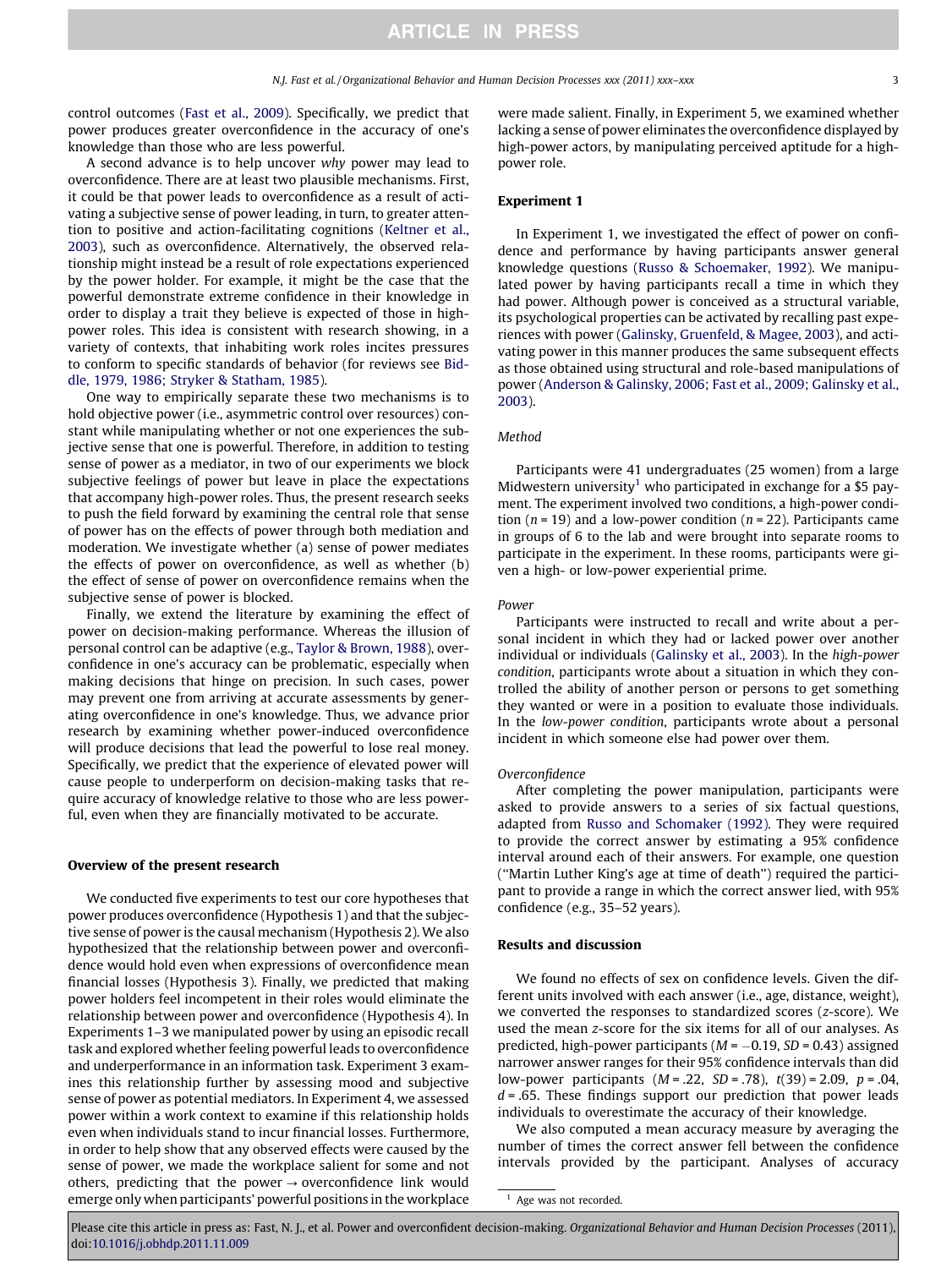control outcomes (Fast et al., 2009). Specifically, we predict that power produces greater overconfidence in the accuracy of one's knowledge than those who are less powerful.

A second advance is to help uncover *why* power may lead to overconfidence. There are at least two plausible mechanisms. First, it could be that power leads to overconfidence as a result of activating a subjective sense of power leading, in turn, to greater attention to positive and action-facilitating cognitions (Keltner et al., 2003), such as overconfidence. Alternatively, the observed relationship might instead be a result of role expectations experienced by the power holder. For example, it might be the case that the powerful demonstrate extreme confidence in their knowledge in order to display a trait they believe is expected of those in high-power roles. This idea is consistent with research showing, in a variety of contexts, that inhabiting work roles incites pressures to conform to specific standards of behavior (for reviews see Biddle, 1979, 1986; Stryker & Statham, 1985).

One way to empirically separate these two mechanisms is to hold objective power (i.e., asymmetric control over resources) constant while manipulating whether or not one experiences the subjective sense that one is powerful. Therefore, in addition to testing sense of power as a mediator, in two of our experiments we block subjective feelings of power but leave in place the expectations that accompany high-power roles. Thus, the present research seeks to push the field forward by examining the central role that sense of power has on the effects of power through both mediation and moderation. We investigate whether (a) sense of power mediates the effects of power on overconfidence, as well as whether (b) the effect of sense of power on overconfidence remains when the subjective sense of power is blocked.

Finally, we extend the literature by examining the effect of power on decision-making performance. Whereas the illusion of personal control can be adaptive (e.g., Taylor & Brown, 1988), overconfidence in one's accuracy can be problematic, especially when making decisions that hinge on precision. In such cases, power may prevent one from arriving at accurate assessments by generating overconfidence in one's knowledge. Thus, we advance prior research by examining whether power-induced overconfidence will produce decisions that lead the powerful to lose real money. Specifically, we predict that the experience of elevated power will cause people to underperform on decision-making tasks that require accuracy of knowledge relative to those who are less powerful, even when they are financially motivated to be accurate.

## Overview of the present research

We conducted five experiments to test our core hypotheses that power produces overconfidence (Hypothesis 1) and that the subjective sense of power is the causal mechanism (Hypothesis 2). We also hypothesized that the relationship between power and overconfidence would hold even when expressions of overconfidence mean financial losses (Hypothesis 3). Finally, we predicted that making power holders feel incompetent in their roles would eliminate the relationship between power and overconfidence (Hypothesis 4). In Experiments 1–3 we manipulated power by using an episodic recall task and explored whether feeling powerful leads to overconfidence and underperformance in an information task. Experiment 3 examines this relationship further by assessing mood and subjective sense of power as potential mediators. In Experiment 4, we assessed power within a work context to examine if this relationship holds even when individuals stand to incur financial losses. Furthermore, in order to help show that any observed effects were caused by the sense of power, we made the workplace salient for some and not others, predicting that the power → overconfidence link would emerge only when participants' powerful positions in the workplace were made salient. Finally, in Experiment 5, we examined whether lacking a sense of power eliminates the overconfidence displayed by high-power actors, by manipulating perceived aptitude for a high-power role.

## Experiment 1

In Experiment 1, we investigated the effect of power on confidence and performance by having participants answer general knowledge questions (Russo & Schoemaker, 1992). We manipulated power by having participants recall a time in which they had power. Although power is conceived as a structural variable, its psychological properties can be activated by recalling past experiences with power (Galinsky, Gruenfeld, & Magee, 2003), and activating power in this manner produces the same subsequent effects as those obtained using structural and role-based manipulations of power (Anderson & Galinsky, 2006; Fast et al., 2009; Galinsky et al., 2003).

### *Method*

Participants were 41 undergraduates (25 women) from a large Midwestern university[1] who participated in exchange for a \$5 payment. The experiment involved two conditions, a high-power condition ($n = 19$) and a low-power condition ($n = 22$). Participants came in groups of 6 to the lab and were brought into separate rooms to participate in the experiment. In these rooms, participants were given a high- or low-power experiential prime.

#### *Power*

Participants were instructed to recall and write about a personal incident in which they had or lacked power over another individual or individuals (Galinsky et al., 2003). In the *high-power condition*, participants wrote about a situation in which they controlled the ability of another person or persons to get something they wanted or were in a position to evaluate those individuals. In the *low-power condition*, participants wrote about a personal incident in which someone else had power over them.

#### *Overconfidence*

After completing the power manipulation, participants were asked to provide answers to a series of six factual questions, adapted from Russo and Schomaker (1992). They were required to provide the correct answer by estimating a 95% confidence interval around each of their answers. For example, one question ("Martin Luther King's age at time of death") required the participant to provide a range in which the correct answer lied, with 95% confidence (e.g., 35–52 years).

## Results and discussion

We found no effects of sex on confidence levels. Given the different units involved with each answer (i.e., age, distance, weight), we converted the responses to standardized scores ($z$-score). We used the mean $z$-score for the six items for all of our analyses. As predicted, high-power participants ($M = -0.19$, $SD = 0.43$) assigned narrower answer ranges for their 95% confidence intervals than did low-power participants ($M = .22$, $SD = .78$), $t(39) = 2.09$, $p = .04$, $d = .65$. These findings support our prediction that power leads individuals to overestimate the accuracy of their knowledge.

We also computed a mean accuracy measure by averaging the number of times the correct answer fell between the confidence intervals provided by the participant. Analyses of accuracy

[1] Age was not recorded.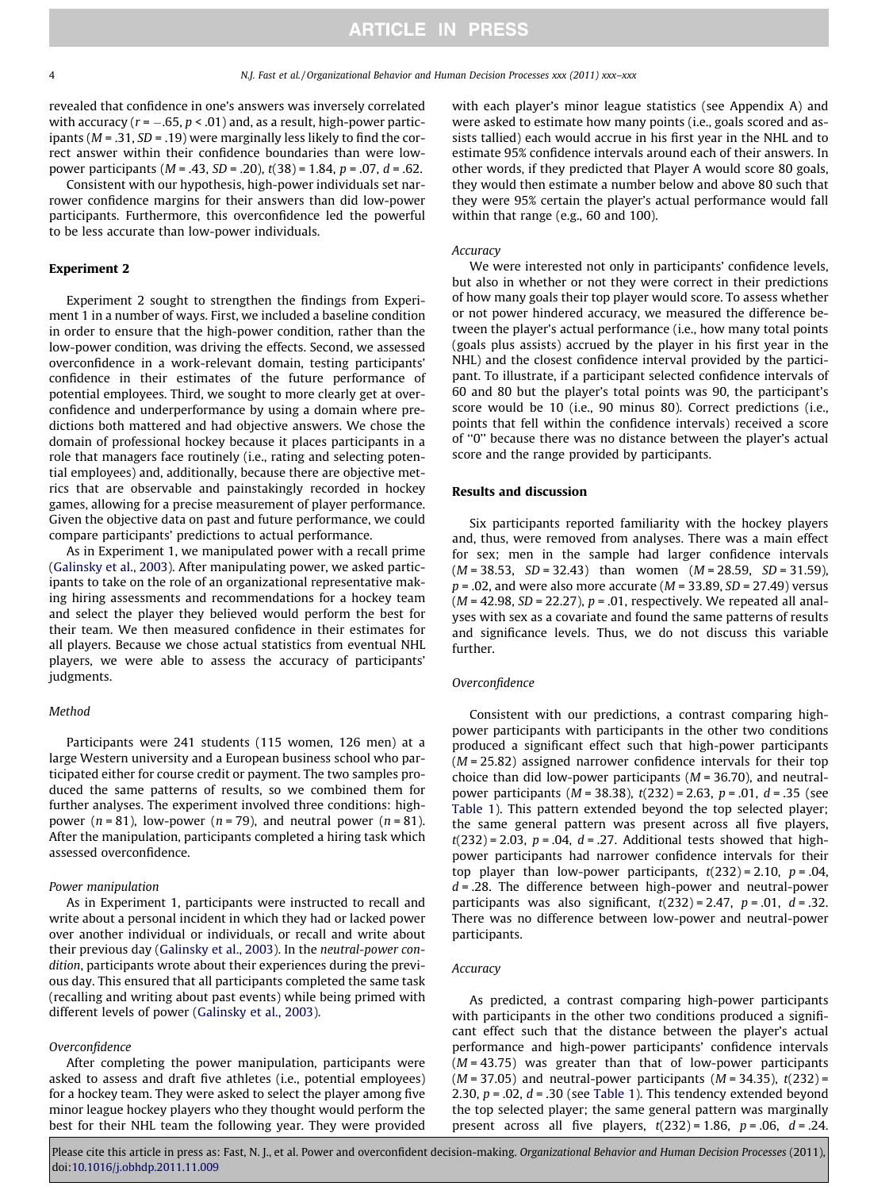revealed that confidence in one's answers was inversely correlated with accuracy ($r = -.65$, $p < .01$) and, as a result, high-power participants ($M = .31$, $SD = .19$) were marginally less likely to find the correct answer within their confidence boundaries than were low-power participants ($M = .43$, $SD = .20$), $t(38) = 1.84$, $p = .07$, $d = .62$.

Consistent with our hypothesis, high-power individuals set narrower confidence margins for their answers than did low-power participants. Furthermore, this overconfidence led the powerful to be less accurate than low-power individuals.

## Experiment 2

Experiment 2 sought to strengthen the findings from Experiment 1 in a number of ways. First, we included a baseline condition in order to ensure that the high-power condition, rather than the low-power condition, was driving the effects. Second, we assessed overconfidence in a work-relevant domain, testing participants' confidence in their estimates of the future performance of potential employees. Third, we sought to more clearly get at overconfidence and underperformance by using a domain where predictions both mattered and had objective answers. We chose the domain of professional hockey because it places participants in a role that managers face routinely (i.e., rating and selecting potential employees) and, additionally, because there are objective metrics that are observable and painstakingly recorded in hockey games, allowing for a precise measurement of player performance. Given the objective data on past and future performance, we could compare participants' predictions to actual performance.

As in Experiment 1, we manipulated power with a recall prime (Galinsky et al., 2003). After manipulating power, we asked participants to take on the role of an organizational representative making hiring assessments and recommendations for a hockey team and select the player they believed would perform the best for their team. We then measured confidence in their estimates for all players. Because we chose actual statistics from eventual NHL players, we were able to assess the accuracy of participants' judgments.

### Method

Participants were 241 students (115 women, 126 men) at a large Western university and a European business school who participated either for course credit or payment. The two samples produced the same patterns of results, so we combined them for further analyses. The experiment involved three conditions: high-power ($n = 81$), low-power ($n = 79$), and neutral power ($n = 81$). After the manipulation, participants completed a hiring task which assessed overconfidence.

#### *Power manipulation*

As in Experiment 1, participants were instructed to recall and write about a personal incident in which they had or lacked power over another individual or individuals, or recall and write about their previous day (Galinsky et al., 2003). In the *neutral-power condition*, participants wrote about their experiences during the previous day. This ensured that all participants completed the same task (recalling and writing about past events) while being primed with different levels of power (Galinsky et al., 2003).

#### *Overconfidence*

After completing the power manipulation, participants were asked to assess and draft five athletes (i.e., potential employees) for a hockey team. They were asked to select the player among five minor league hockey players who they thought would perform the best for their NHL team the following year. They were provided with each player's minor league statistics (see Appendix A) and were asked to estimate how many points (i.e., goals scored and assists tallied) each would accrue in his first year in the NHL and to estimate 95% confidence intervals around each of their answers. In other words, if they predicted that Player A would score 80 goals, they would then estimate a number below and above 80 such that they were 95% certain the player's actual performance would fall within that range (e.g., 60 and 100).

#### *Accuracy*

We were interested not only in participants' confidence levels, but also in whether or not they were correct in their predictions of how many goals their top player would score. To assess whether or not power hindered accuracy, we measured the difference between the player's actual performance (i.e., how many total points (goals plus assists) accrued by the player in his first year in the NHL) and the closest confidence interval provided by the participant. To illustrate, if a participant selected confidence intervals of 60 and 80 but the player's total points was 90, the participant's score would be 10 (i.e., 90 minus 80). Correct predictions (i.e., points that fell within the confidence intervals) received a score of "0" because there was no distance between the player's actual score and the range provided by participants.

### Results and discussion

Six participants reported familiarity with the hockey players and, thus, were removed from analyses. There was a main effect for sex; men in the sample had larger confidence intervals ($M = 38.53$, $SD = 32.43$) than women ($M = 28.59$, $SD = 31.59$), $p = .02$, and were also more accurate ($M = 33.89$, $SD = 27.49$) versus ($M = 42.98$, $SD = 22.27$), $p = .01$, respectively. We repeated all analyses with sex as a covariate and found the same patterns of results and significance levels. Thus, we do not discuss this variable further.

#### *Overconfidence*

Consistent with our predictions, a contrast comparing high-power participants with participants in the other two conditions produced a significant effect such that high-power participants ($M = 25.82$) assigned narrower confidence intervals for their top choice than did low-power participants ($M = 36.70$), and neutral-power participants ($M = 38.38$), $t(232) = 2.63$, $p = .01$, $d = .35$ (see Table 1). This pattern extended beyond the top selected player; the same general pattern was present across all five players, $t(232) = 2.03$, $p = .04$, $d = .27$. Additional tests showed that high-power participants had narrower confidence intervals for their top player than low-power participants, $t(232) = 2.10$, $p = .04$, $d = .28$. The difference between high-power and neutral-power participants was also significant, $t(232) = 2.47$, $p = .01$, $d = .32$. There was no difference between low-power and neutral-power participants.

#### *Accuracy*

As predicted, a contrast comparing high-power participants with participants in the other two conditions produced a significant effect such that the distance between the player's actual performance and high-power participants' confidence intervals ($M = 43.75$) was greater than that of low-power participants ($M = 37.05$) and neutral-power participants ($M = 34.35$), $t(232) = 2.30$, $p = .02$, $d = .30$ (see Table 1). This tendency extended beyond the top selected player; the same general pattern was marginally present across all five players, $t(232) = 1.86$, $p = .06$, $d = .24$.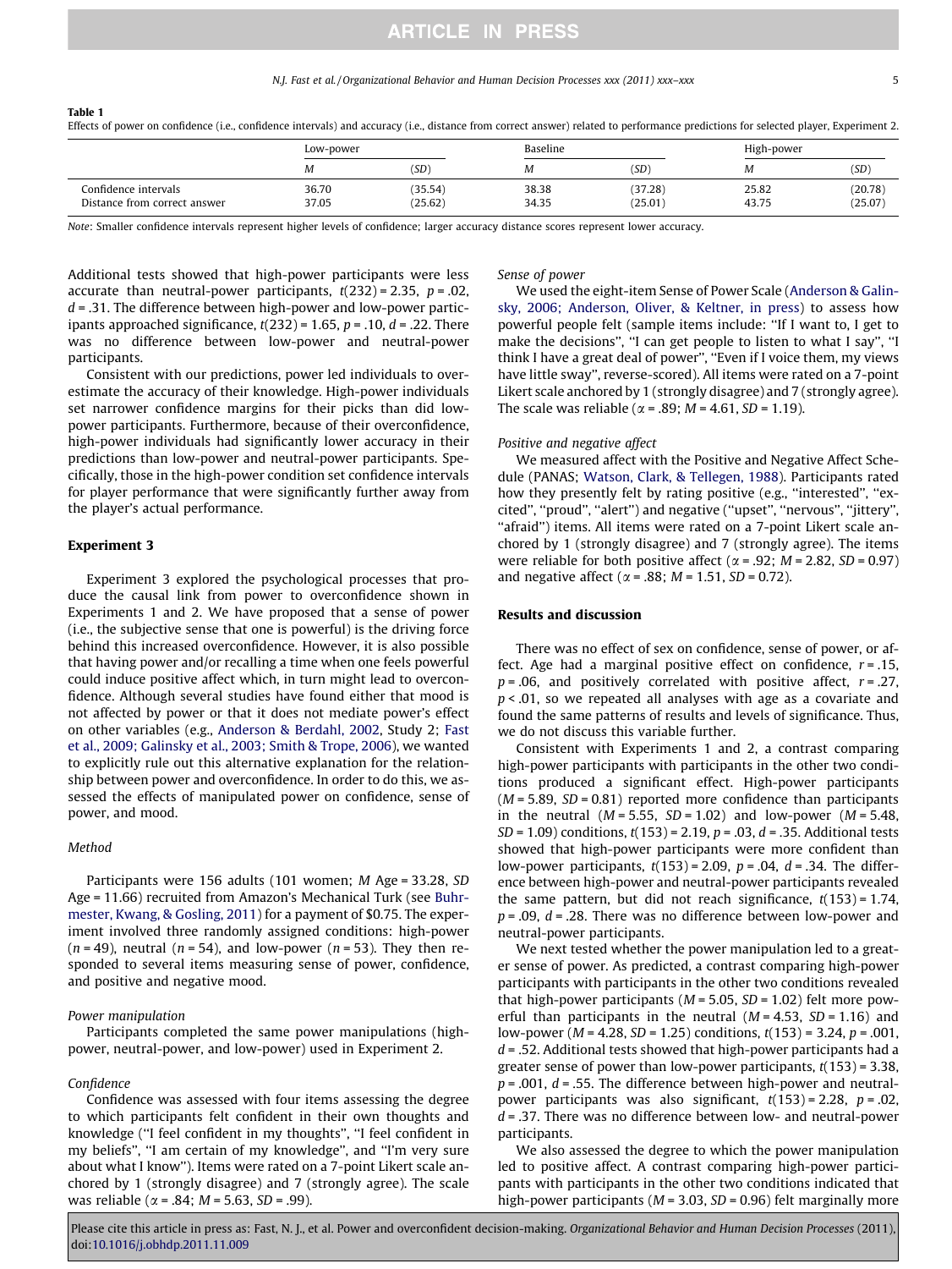**Table 1**
Effects of power on confidence (i.e., confidence intervals) and accuracy (i.e., distance from correct answer) related to performance predictions for selected player, Experiment 2.

| | Low-power | | Baseline | | High-power | |
|---|---|---|---|---|---|---|
| | *M* | (*SD*) | *M* | (*SD*) | *M* | (*SD*) |
| Confidence intervals | 36.70 | (35.54) | 38.38 | (37.28) | 25.82 | (20.78) |
| Distance from correct answer | 37.05 | (25.62) | 34.35 | (25.01) | 43.75 | (25.07) |

*Note*: Smaller confidence intervals represent higher levels of confidence; larger accuracy distance scores represent lower accuracy.

Additional tests showed that high-power participants were less accurate than neutral-power participants, $t(232) = 2.35$, $p = .02$, $d = .31$. The difference between high-power and low-power participants approached significance, $t(232) = 1.65$, $p = .10$, $d = .22$. There was no difference between low-power and neutral-power participants.

Consistent with our predictions, power led individuals to overestimate the accuracy of their knowledge. High-power individuals set narrower confidence margins for their picks than did low-power participants. Furthermore, because of their overconfidence, high-power individuals had significantly lower accuracy in their predictions than low-power and neutral-power participants. Specifically, those in the high-power condition set confidence intervals for player performance that were significantly further away from the player's actual performance.

## Experiment 3

Experiment 3 explored the psychological processes that produce the causal link from power to overconfidence shown in Experiments 1 and 2. We have proposed that a sense of power (i.e., the subjective sense that one is powerful) is the driving force behind this increased overconfidence. However, it is also possible that having power and/or recalling a time when one feels powerful could induce positive affect which, in turn might lead to overconfidence. Although several studies have found either that mood is not affected by power or that it does not mediate power's effect on other variables (e.g., Anderson & Berdahl, 2002, Study 2; Fast et al., 2009; Galinsky et al., 2003; Smith & Trope, 2006), we wanted to explicitly rule out this alternative explanation for the relationship between power and overconfidence. In order to do this, we assessed the effects of manipulated power on confidence, sense of power, and mood.

### Method

Participants were 156 adults (101 women; *M* Age = 33.28, *SD* Age = 11.66) recruited from Amazon's Mechanical Turk (see Buhrmester, Kwang, & Gosling, 2011) for a payment of $0.75. The experiment involved three randomly assigned conditions: high-power ($n = 49$), neutral ($n = 54$), and low-power ($n = 53$). They then responded to several items measuring sense of power, confidence, and positive and negative mood.

#### Power manipulation

Participants completed the same power manipulations (high-power, neutral-power, and low-power) used in Experiment 2.

#### Confidence

Confidence was assessed with four items assessing the degree to which participants felt confident in their own thoughts and knowledge ("I feel confident in my thoughts", "I feel confident in my beliefs", "I am certain of my knowledge", and "I'm very sure about what I know"). Items were rated on a 7-point Likert scale anchored by 1 (strongly disagree) and 7 (strongly agree). The scale was reliable ($\alpha = .84$; $M = 5.63$, $SD = .99$).

#### Sense of power

We used the eight-item Sense of Power Scale (Anderson & Galinsky, 2006; Anderson, Oliver, & Keltner, in press) to assess how powerful people felt (sample items include: "If I want to, I get to make the decisions", "I can get people to listen to what I say", "I think I have a great deal of power", "Even if I voice them, my views have little sway", reverse-scored). All items were rated on a 7-point Likert scale anchored by 1 (strongly disagree) and 7 (strongly agree). The scale was reliable ($\alpha = .89$; $M = 4.61$, $SD = 1.19$).

#### Positive and negative affect

We measured affect with the Positive and Negative Affect Schedule (PANAS; Watson, Clark, & Tellegen, 1988). Participants rated how they presently felt by rating positive (e.g., "interested", "excited", "proud", "alert") and negative ("upset", "nervous", "jittery", "afraid") items. All items were rated on a 7-point Likert scale anchored by 1 (strongly disagree) and 7 (strongly agree). The items were reliable for both positive affect ($\alpha = .92$; $M = 2.82$, $SD = 0.97$) and negative affect ($\alpha = .88$; $M = 1.51$, $SD = 0.72$).

### Results and discussion

There was no effect of sex on confidence, sense of power, or affect. Age had a marginal positive effect on confidence, $r = .15$, $p = .06$, and positively correlated with positive affect, $r = .27$, $p < .01$, so we repeated all analyses with age as a covariate and found the same patterns of results and levels of significance. Thus, we do not discuss this variable further.

Consistent with Experiments 1 and 2, a contrast comparing high-power participants with participants in the other two conditions produced a significant effect. High-power participants ($M = 5.89$, $SD = 0.81$) reported more confidence than participants in the neutral ($M = 5.55$, $SD = 1.02$) and low-power ($M = 5.48$, $SD = 1.09$) conditions, $t(153) = 2.19$, $p = .03$, $d = .35$. Additional tests showed that high-power participants were more confident than low-power participants, $t(153) = 2.09$, $p = .04$, $d = .34$. The difference between high-power and neutral-power participants revealed the same pattern, but did not reach significance, $t(153) = 1.74$, $p = .09$, $d = .28$. There was no difference between low-power and neutral-power participants.

We next tested whether the power manipulation led to a greater sense of power. As predicted, a contrast comparing high-power participants with participants in the other two conditions revealed that high-power participants ($M = 5.05$, $SD = 1.02$) felt more powerful than participants in the neutral ($M = 4.53$, $SD = 1.16$) and low-power ($M = 4.28$, $SD = 1.25$) conditions, $t(153) = 3.24$, $p = .001$, $d = .52$. Additional tests showed that high-power participants had a greater sense of power than low-power participants, $t(153) = 3.38$, $p = .001$, $d = .55$. The difference between high-power and neutral-power participants was also significant, $t(153) = 2.28$, $p = .02$, $d = .37$. There was no difference between low- and neutral-power participants.

We also assessed the degree to which the power manipulation led to positive affect. A contrast comparing high-power participants with participants in the other two conditions indicated that high-power participants ($M = 3.03$, $SD = 0.96$) felt marginally more

Please cite this article in press as: Fast, N. J., et al. Power and overconfident decision-making. *Organizational Behavior and Human Decision Processes* (2011), doi:10.1016/j.obhdp.2011.11.009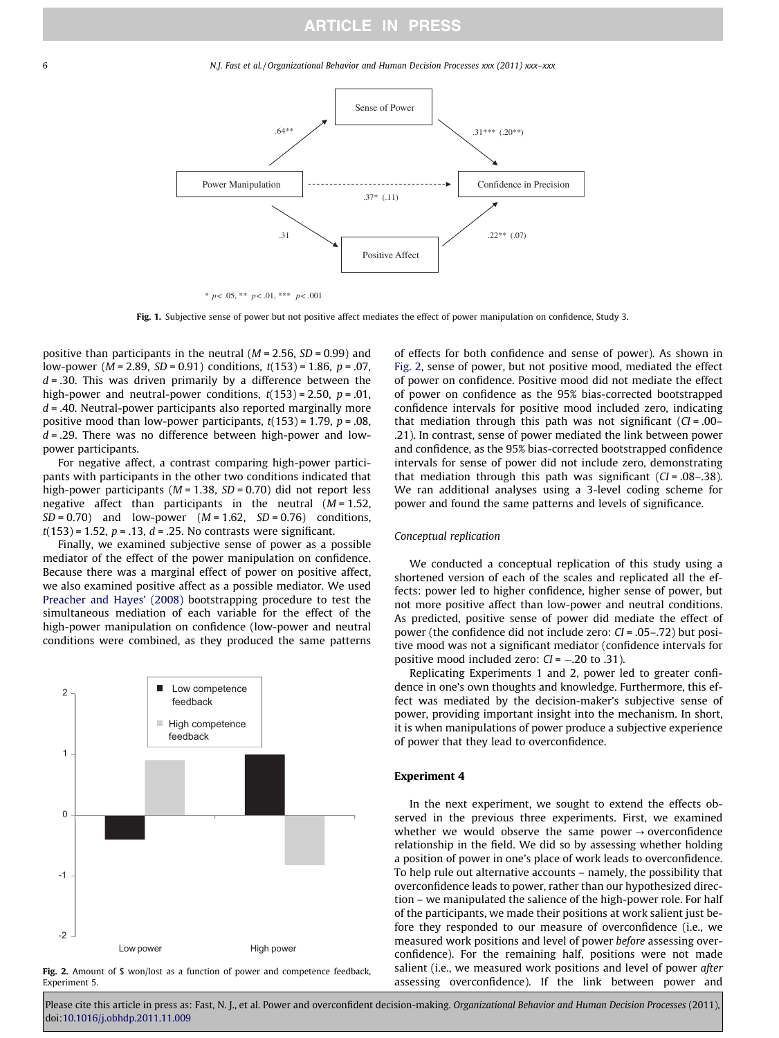Fig. 1. Subjective sense of power but not positive affect mediates the effect of power manipulation on confidence, Study 3.

positive than participants in the neutral ($M$ = 2.56, $SD$ = 0.99) and low-power ($M$ = 2.89, $SD$ = 0.91) conditions, $t(153) = 1.86$, $p = .07$, $d = .30$. This was driven primarily by a difference between the high-power and neutral-power conditions, $t(153) = 2.50$, $p = .01$, $d = .40$. Neutral-power participants also reported marginally more positive mood than low-power participants, $t(153) = 1.79$, $p = .08$, $d = .29$. There was no difference between high-power and low-power participants.

For negative affect, a contrast comparing high-power participants with participants in the other two conditions indicated that high-power participants ($M$ = 1.38, $SD$ = 0.70) did not report less negative affect than participants in the neutral ($M$ = 1.52, $SD$ = 0.70) and low-power ($M$ = 1.62, $SD$ = 0.76) conditions, $t(153) = 1.52$, $p = .13$, $d = .25$. No contrasts were significant.

Finally, we examined subjective sense of power as a possible mediator of the effect of the power manipulation on confidence. Because there was a marginal effect of power on positive affect, we also examined positive affect as a possible mediator. We used Preacher and Hayes' (2008) bootstrapping procedure to test the simultaneous mediation of each variable for the effect of the high-power manipulation on confidence (low-power and neutral conditions were combined, as they produced the same patterns of effects for both confidence and sense of power). As shown in Fig. 2, sense of power, but not positive mood, mediated the effect of power on confidence. Positive mood did not mediate the effect of power on confidence as the 95% bias-corrected bootstrapped confidence intervals for positive mood included zero, indicating that mediation through this path was not significant ($CI$ = .00–.21). In contrast, sense of power mediated the link between power and confidence, as the 95% bias-corrected bootstrapped confidence intervals for sense of power did not include zero, demonstrating that mediation through this path was significant ($CI$ = .08–.38). We ran additional analyses using a 3-level coding scheme for power and found the same patterns and levels of significance.

*Conceptual replication*

We conducted a conceptual replication of this study using a shortened version of each of the scales and replicated all the effects: power led to higher confidence, higher sense of power, but not more positive affect than low-power and neutral conditions. As predicted, positive sense of power did mediate the effect of power (the confidence did not include zero: $CI$ = .05–.72) but positive mood was not a significant mediator (confidence intervals for positive mood included zero: $CI = -.20$ to .31).

Replicating Experiments 1 and 2, power led to greater confidence in one's own thoughts and knowledge. Furthermore, this effect was mediated by the decision-maker's subjective sense of power, providing important insight into the mechanism. In short, it is when manipulations of power produce a subjective experience of power that they lead to overconfidence.

Fig. 2. Amount of $ won/lost as a function of power and competence feedback, Experiment 5.

## Experiment 4

In the next experiment, we sought to extend the effects observed in the previous three experiments. First, we examined whether we would observe the same power → overconfidence relationship in the field. We did so by assessing whether holding a position of power in one's place of work leads to overconfidence. To help rule out alternative accounts – namely, the possibility that overconfidence leads to power, rather than our hypothesized direction – we manipulated the salience of the high-power role. For half of the participants, we made their positions at work salient just before they responded to our measure of overconfidence (i.e., we measured work positions and level of power *before* assessing overconfidence). For the remaining half, positions were not made salient (i.e., we measured work positions and level of power *after* assessing overconfidence). If the link between power and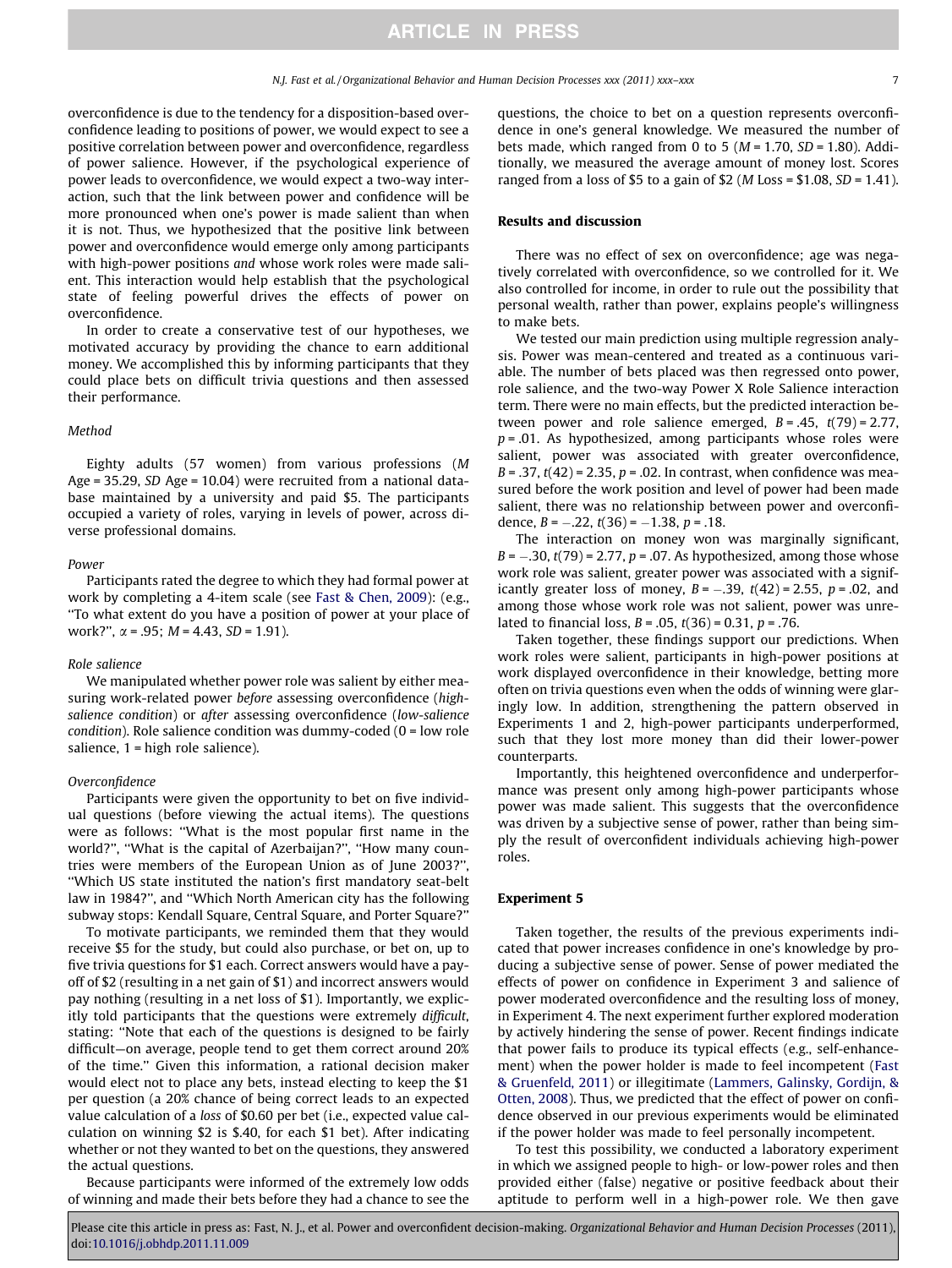overconfidence is due to the tendency for a disposition-based overconfidence leading to positions of power, we would expect to see a positive correlation between power and overconfidence, regardless of power salience. However, if the psychological experience of power leads to overconfidence, we would expect a two-way interaction, such that the link between power and confidence will be more pronounced when one's power is made salient than when it is not. Thus, we hypothesized that the positive link between power and overconfidence would emerge only among participants with high-power positions *and* whose work roles were made salient. This interaction would help establish that the psychological state of feeling powerful drives the effects of power on overconfidence.

In order to create a conservative test of our hypotheses, we motivated accuracy by providing the chance to earn additional money. We accomplished this by informing participants that they could place bets on difficult trivia questions and then assessed their performance.

### *Method*

Eighty adults (57 women) from various professions ($M$ Age = 35.29, $SD$ Age = 10.04) were recruited from a national database maintained by a university and paid $5. The participants occupied a variety of roles, varying in levels of power, across diverse professional domains.

#### *Power*

Participants rated the degree to which they had formal power at work by completing a 4-item scale (see Fast & Chen, 2009): (e.g., "To what extent do you have a position of power at your place of work?", $\alpha = .95$; $M = 4.43$, $SD = 1.91$).

#### *Role salience*

We manipulated whether power role was salient by either measuring work-related power *before* assessing overconfidence (*high-salience condition*) or *after* assessing overconfidence (*low-salience condition*). Role salience condition was dummy-coded (0 = low role salience, 1 = high role salience).

#### *Overconfidence*

Participants were given the opportunity to bet on five individual questions (before viewing the actual items). The questions were as follows: "What is the most popular first name in the world?", "What is the capital of Azerbaijan?", "How many countries were members of the European Union as of June 2003?", "Which US state instituted the nation's first mandatory seat-belt law in 1984?", and "Which North American city has the following subway stops: Kendall Square, Central Square, and Porter Square?"

To motivate participants, we reminded them that they would receive $5 for the study, but could also purchase, or bet on, up to five trivia questions for $1 each. Correct answers would have a payoff of $2 (resulting in a net gain of $1) and incorrect answers would pay nothing (resulting in a net loss of $1). Importantly, we explicitly told participants that the questions were extremely *difficult*, stating: "Note that each of the questions is designed to be fairly difficult—on average, people tend to get them correct around 20% of the time." Given this information, a rational decision maker would elect not to place any bets, instead electing to keep the $1 per question (a 20% chance of being correct leads to an expected value calculation of a *loss* of $0.60 per bet (i.e., expected value calculation on winning $2 is $.40, for each $1 bet). After indicating whether or not they wanted to bet on the questions, they answered the actual questions.

Because participants were informed of the extremely low odds of winning and made their bets before they had a chance to see the questions, the choice to bet on a question represents overconfidence in one's general knowledge. We measured the number of bets made, which ranged from 0 to 5 ($M = 1.70$, $SD = 1.80$). Additionally, we measured the average amount of money lost. Scores ranged from a loss of $5 to a gain of $2 ($M$ Loss = $1.08, $SD = 1.41$).

### **Results and discussion**

There was no effect of sex on overconfidence; age was negatively correlated with overconfidence, so we controlled for it. We also controlled for income, in order to rule out the possibility that personal wealth, rather than power, explains people's willingness to make bets.

We tested our main prediction using multiple regression analysis. Power was mean-centered and treated as a continuous variable. The number of bets placed was then regressed onto power, role salience, and the two-way Power X Role Salience interaction term. There were no main effects, but the predicted interaction between power and role salience emerged, $B = .45$, $t(79) = 2.77$, $p = .01$. As hypothesized, among participants whose roles were salient, power was associated with greater overconfidence, $B = .37$, $t(42) = 2.35$, $p = .02$. In contrast, when confidence was measured before the work position and level of power had been made salient, there was no relationship between power and overconfidence, $B = -.22$, $t(36) = -1.38$, $p = .18$.

The interaction on money won was marginally significant, $B = -.30$, $t(79) = 2.77$, $p = .07$. As hypothesized, among those whose work role was salient, greater power was associated with a significantly greater loss of money, $B = -.39$, $t(42) = 2.55$, $p = .02$, and among those whose work role was not salient, power was unrelated to financial loss, $B = .05$, $t(36) = 0.31$, $p = .76$.

Taken together, these findings support our predictions. When work roles were salient, participants in high-power positions at work displayed overconfidence in their knowledge, betting more often on trivia questions even when the odds of winning were glaringly low. In addition, strengthening the pattern observed in Experiments 1 and 2, high-power participants underperformed, such that they lost more money than did their lower-power counterparts.

Importantly, this heightened overconfidence and underperformance was present only among high-power participants whose power was made salient. This suggests that the overconfidence was driven by a subjective sense of power, rather than being simply the result of overconfident individuals achieving high-power roles.

## **Experiment 5**

Taken together, the results of the previous experiments indicated that power increases confidence in one's knowledge by producing a subjective sense of power. Sense of power mediated the effects of power on confidence in Experiment 3 and salience of power moderated overconfidence and the resulting loss of money, in Experiment 4. The next experiment further explored moderation by actively hindering the sense of power. Recent findings indicate that power fails to produce its typical effects (e.g., self-enhancement) when the power holder is made to feel incompetent (Fast & Gruenfeld, 2011) or illegitimate (Lammers, Galinsky, Gordijn, & Otten, 2008). Thus, we predicted that the effect of power on confidence observed in our previous experiments would be eliminated if the power holder was made to feel personally incompetent.

To test this possibility, we conducted a laboratory experiment in which we assigned people to high- or low-power roles and then provided either (false) negative or positive feedback about their aptitude to perform well in a high-power role. We then gave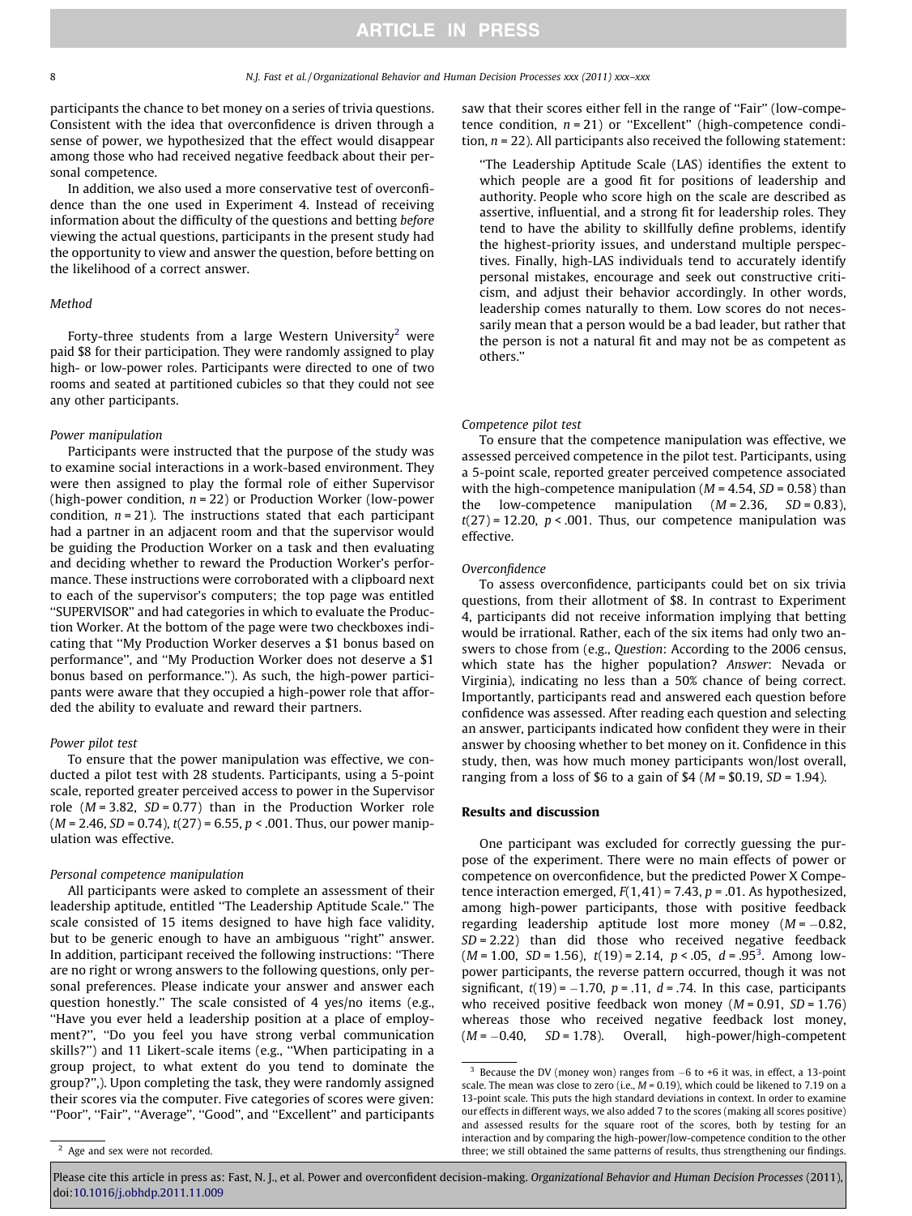participants the chance to bet money on a series of trivia questions. Consistent with the idea that overconfidence is driven through a sense of power, we hypothesized that the effect would disappear among those who had received negative feedback about their personal competence.

In addition, we also used a more conservative test of overconfidence than the one used in Experiment 4. Instead of receiving information about the difficulty of the questions and betting *before* viewing the actual questions, participants in the present study had the opportunity to view and answer the question, before betting on the likelihood of a correct answer.

### Method

Forty-three students from a large Western University[2] were paid $8 for their participation. They were randomly assigned to play high- or low-power roles. Participants were directed to one of two rooms and seated at partitioned cubicles so that they could not see any other participants.

*Power manipulation*

Participants were instructed that the purpose of the study was to examine social interactions in a work-based environment. They were then assigned to play the formal role of either Supervisor (high-power condition, $n = 22$) or Production Worker (low-power condition, $n = 21$). The instructions stated that each participant had a partner in an adjacent room and that the supervisor would be guiding the Production Worker on a task and then evaluating and deciding whether to reward the Production Worker's performance. These instructions were corroborated with a clipboard next to each of the supervisor's computers; the top page was entitled "SUPERVISOR" and had categories in which to evaluate the Production Worker. At the bottom of the page were two checkboxes indicating that "My Production Worker deserves a $1 bonus based on performance", and "My Production Worker does not deserve a $1 bonus based on performance."). As such, the high-power participants were aware that they occupied a high-power role that afforded the ability to evaluate and reward their partners.

*Power pilot test*

To ensure that the power manipulation was effective, we conducted a pilot test with 28 students. Participants, using a 5-point scale, reported greater perceived access to power in the Supervisor role ($M = 3.82$, $SD = 0.77$) than in the Production Worker role ($M = 2.46$, $SD = 0.74$), $t(27) = 6.55$, $p < .001$. Thus, our power manipulation was effective.

*Personal competence manipulation*

All participants were asked to complete an assessment of their leadership aptitude, entitled "The Leadership Aptitude Scale." The scale consisted of 15 items designed to have high face validity, but to be generic enough to have an ambiguous "right" answer. In addition, participant received the following instructions: "There are no right or wrong answers to the following questions, only personal preferences. Please indicate your answer and answer each question honestly." The scale consisted of 4 yes/no items (e.g., "Have you ever held a leadership position at a place of employment?", "Do you feel you have strong verbal communication skills?") and 11 Likert-scale items (e.g., "When participating in a group project, to what extent do you tend to dominate the group?",). Upon completing the task, they were randomly assigned their scores via the computer. Five categories of scores were given: "Poor", "Fair", "Average", "Good", and "Excellent" and participants saw that their scores either fell in the range of "Fair" (low-competence condition, $n = 21$) or "Excellent" (high-competence condition, $n = 22$). All participants also received the following statement:

> "The Leadership Aptitude Scale (LAS) identifies the extent to which people are a good fit for positions of leadership and authority. People who score high on the scale are described as assertive, influential, and a strong fit for leadership roles. They tend to have the ability to skillfully define problems, identify the highest-priority issues, and understand multiple perspectives. Finally, high-LAS individuals tend to accurately identify personal mistakes, encourage and seek out constructive criticism, and adjust their behavior accordingly. In other words, leadership comes naturally to them. Low scores do not necessarily mean that a person would be a bad leader, but rather that the person is not a natural fit and may not be as competent as others."

*Competence pilot test*

To ensure that the competence manipulation was effective, we assessed perceived competence in the pilot test. Participants, using a 5-point scale, reported greater perceived competence associated with the high-competence manipulation ($M = 4.54$, $SD = 0.58$) than the low-competence manipulation ($M = 2.36$, $SD = 0.83$), $t(27) = 12.20$, $p < .001$. Thus, our competence manipulation was effective.

*Overconfidence*

To assess overconfidence, participants could bet on six trivia questions, from their allotment of $8. In contrast to Experiment 4, participants did not receive information implying that betting would be irrational. Rather, each of the six items had only two answers to chose from (e.g., *Question*: According to the 2006 census, which state has the higher population? *Answer*: Nevada or Virginia), indicating no less than a 50% chance of being correct. Importantly, participants read and answered each question before confidence was assessed. After reading each question and selecting an answer, participants indicated how confident they were in their answer by choosing whether to bet money on it. Confidence in this study, then, was how much money participants won/lost overall, ranging from a loss of $6 to a gain of $4 ($M = \$0.19$, $SD = 1.94$).

### Results and discussion

One participant was excluded for correctly guessing the purpose of the experiment. There were no main effects of power or competence on overconfidence, but the predicted Power X Competence interaction emerged, $F(1, 41) = 7.43$, $p = .01$. As hypothesized, among high-power participants, those with positive feedback regarding leadership aptitude lost more money ($M = -0.82$, $SD = 2.22$) than did those who received negative feedback ($M = 1.00$, $SD = 1.56$), $t(19) = 2.14$, $p < .05$, $d = .95$[3]. Among low-power participants, the reverse pattern occurred, though it was not significant, $t(19) = -1.70$, $p = .11$, $d = .74$. In this case, participants who received positive feedback won money ($M = 0.91$, $SD = 1.76$) whereas those who received negative feedback lost money, ($M = -0.40$, $SD = 1.78$). Overall, high-power/high-competent

---

[2] Age and sex were not recorded.

[3] Because the DV (money won) ranges from −6 to +6 it was, in effect, a 13-point scale. The mean was close to zero (i.e., $M = 0.19$), which could be likened to 7.19 on a 13-point scale. This puts the high standard deviations in context. In order to examine our effects in different ways, we also added 7 to the scores (making all scores positive) and assessed results for the square root of the scores, both by testing for an interaction and by comparing the high-power/low-competence condition to the other three; we still obtained the same patterns of results, thus strengthening our findings.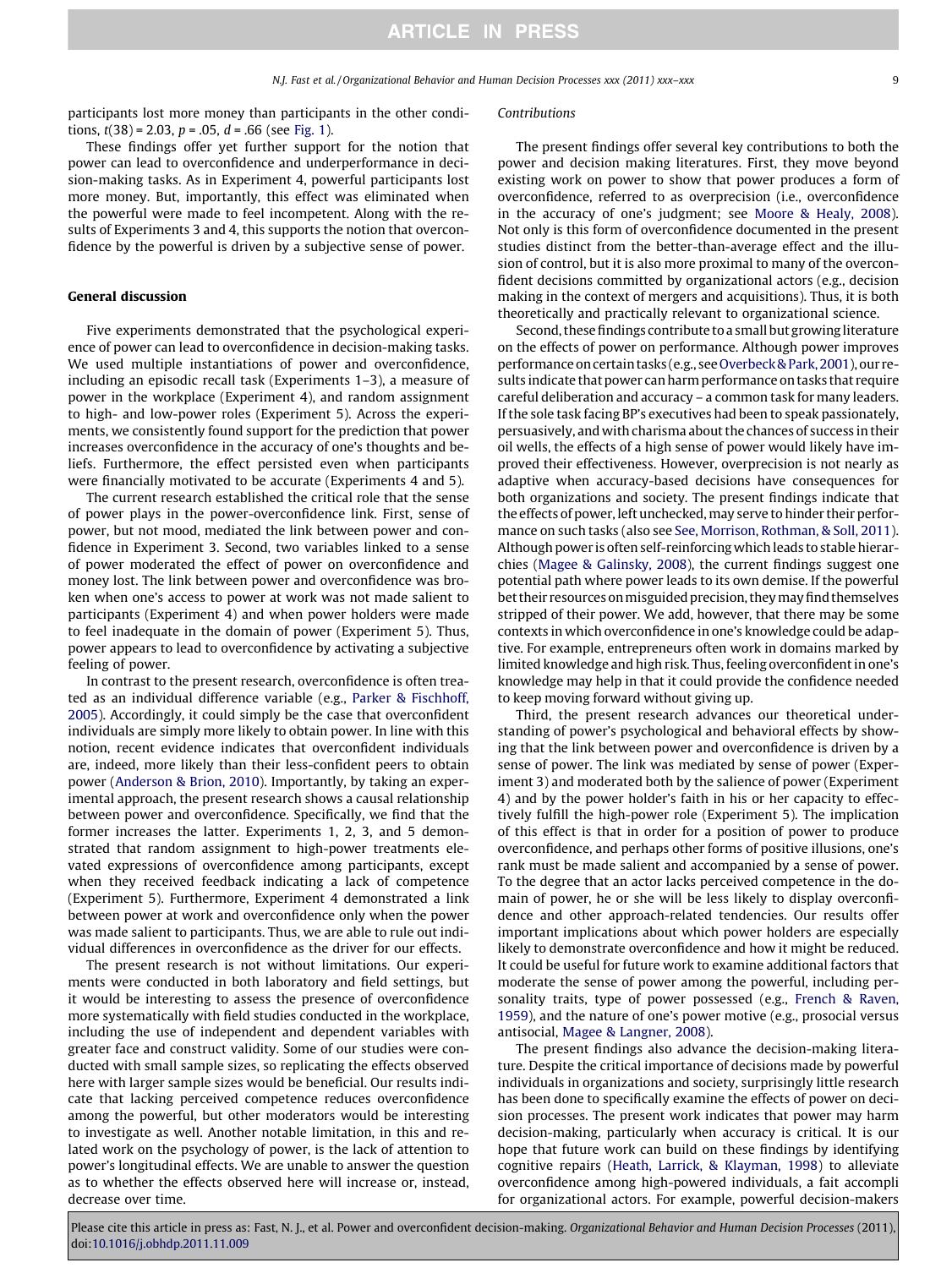participants lost more money than participants in the other conditions, $t(38) = 2.03$, $p = .05$, $d = .66$ (see Fig. 1).

These findings offer yet further support for the notion that power can lead to overconfidence and underperformance in decision-making tasks. As in Experiment 4, powerful participants lost more money. But, importantly, this effect was eliminated when the powerful were made to feel incompetent. Along with the results of Experiments 3 and 4, this supports the notion that overconfidence by the powerful is driven by a subjective sense of power.

## General discussion

Five experiments demonstrated that the psychological experience of power can lead to overconfidence in decision-making tasks. We used multiple instantiations of power and overconfidence, including an episodic recall task (Experiments 1–3), a measure of power in the workplace (Experiment 4), and random assignment to high- and low-power roles (Experiment 5). Across the experiments, we consistently found support for the prediction that power increases overconfidence in the accuracy of one's thoughts and beliefs. Furthermore, the effect persisted even when participants were financially motivated to be accurate (Experiments 4 and 5).

The current research established the critical role that the sense of power plays in the power-overconfidence link. First, sense of power, but not mood, mediated the link between power and confidence in Experiment 3. Second, two variables linked to a sense of power moderated the effect of power on overconfidence and money lost. The link between power and overconfidence was broken when one's access to power at work was not made salient to participants (Experiment 4) and when power holders were made to feel inadequate in the domain of power (Experiment 5). Thus, power appears to lead to overconfidence by activating a subjective feeling of power.

In contrast to the present research, overconfidence is often treated as an individual difference variable (e.g., Parker & Fischhoff, 2005). Accordingly, it could simply be the case that overconfident individuals are simply more likely to obtain power. In line with this notion, recent evidence indicates that overconfident individuals are, indeed, more likely than their less-confident peers to obtain power (Anderson & Brion, 2010). Importantly, by taking an experimental approach, the present research shows a causal relationship between power and overconfidence. Specifically, we find that the former increases the latter. Experiments 1, 2, 3, and 5 demonstrated that random assignment to high-power treatments elevated expressions of overconfidence among participants, except when they received feedback indicating a lack of competence (Experiment 5). Furthermore, Experiment 4 demonstrated a link between power at work and overconfidence only when the power was made salient to participants. Thus, we are able to rule out individual differences in overconfidence as the driver for our effects.

The present research is not without limitations. Our experiments were conducted in both laboratory and field settings, but it would be interesting to assess the presence of overconfidence more systematically with field studies conducted in the workplace, including the use of independent and dependent variables with greater face and construct validity. Some of our studies were conducted with small sample sizes, so replicating the effects observed here with larger sample sizes would be beneficial. Our results indicate that lacking perceived competence reduces overconfidence among the powerful, but other moderators would be interesting to investigate as well. Another notable limitation, in this and related work on the psychology of power, is the lack of attention to power's longitudinal effects. We are unable to answer the question as to whether the effects observed here will increase or, instead, decrease over time.

### Contributions

The present findings offer several key contributions to both the power and decision making literatures. First, they move beyond existing work on power to show that power produces a form of overconfidence, referred to as overprecision (i.e., overconfidence in the accuracy of one's judgment; see Moore & Healy, 2008). Not only is this form of overconfidence documented in the present studies distinct from the better-than-average effect and the illusion of control, but it is also more proximal to many of the overconfident decisions committed by organizational actors (e.g., decision making in the context of mergers and acquisitions). Thus, it is both theoretically and practically relevant to organizational science.

Second, these findings contribute to a small but growing literature on the effects of power on performance. Although power improves performance on certain tasks (e.g., see Overbeck & Park, 2001), our results indicate that power can harm performance on tasks that require careful deliberation and accuracy – a common task for many leaders. If the sole task facing BP's executives had been to speak passionately, persuasively, and with charisma about the chances of success in their oil wells, the effects of a high sense of power would likely have improved their effectiveness. However, overprecision is not nearly as adaptive when accuracy-based decisions have consequences for both organizations and society. The present findings indicate that the effects of power, left unchecked, may serve to hinder their performance on such tasks (also see See, Morrison, Rothman, & Soll, 2011). Although power is often self-reinforcing which leads to stable hierarchies (Magee & Galinsky, 2008), the current findings suggest one potential path where power leads to its own demise. If the powerful bet their resources on misguided precision, they may find themselves stripped of their power. We add, however, that there may be some contexts in which overconfidence in one's knowledge could be adaptive. For example, entrepreneurs often work in domains marked by limited knowledge and high risk. Thus, feeling overconfident in one's knowledge may help in that it could provide the confidence needed to keep moving forward without giving up.

Third, the present research advances our theoretical understanding of power's psychological and behavioral effects by showing that the link between power and overconfidence is driven by a sense of power. The link was mediated by sense of power (Experiment 3) and moderated both by the salience of power (Experiment 4) and by the power holder's faith in his or her capacity to effectively fulfill the high-power role (Experiment 5). The implication of this effect is that in order for a position of power to produce overconfidence, and perhaps other forms of positive illusions, one's rank must be made salient and accompanied by a sense of power. To the degree that an actor lacks perceived competence in the domain of power, he or she will be less likely to display overconfidence and other approach-related tendencies. Our results offer important implications about which power holders are especially likely to demonstrate overconfidence and how it might be reduced. It could be useful for future work to examine additional factors that moderate the sense of power among the powerful, including personality traits, type of power possessed (e.g., French & Raven, 1959), and the nature of one's power motive (e.g., prosocial versus antisocial, Magee & Langner, 2008).

The present findings also advance the decision-making literature. Despite the critical importance of decisions made by powerful individuals in organizations and society, surprisingly little research has been done to specifically examine the effects of power on decision processes. The present work indicates that power may harm decision-making, particularly when accuracy is critical. It is our hope that future work can build on these findings by identifying cognitive repairs (Heath, Larrick, & Klayman, 1998) to alleviate overconfidence among high-powered individuals, a fait accompli for organizational actors. For example, powerful decision-makers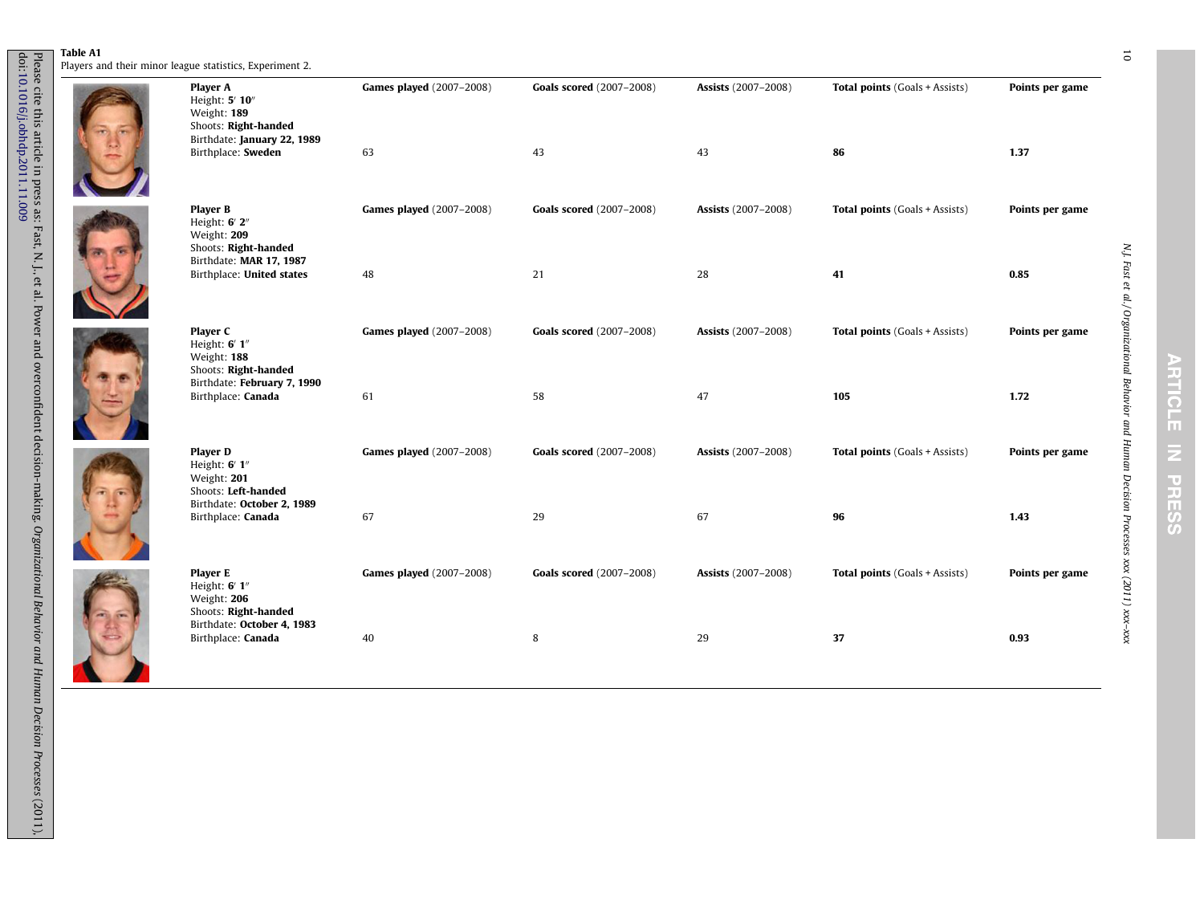**Table A1**
Players and their minor league statistics, Experiment 2.

| Player | Games played (2007–2008) | Goals scored (2007–2008) | Assists (2007–2008) | Total points (Goals + Assists) | Points per game |
|---|---|---|---|---|---|
| **Player A**<br>Height: **5′ 10″**<br>Weight: **189**<br>Shoots: **Right-handed**<br>Birthdate: **January 22, 1989**<br>Birthplace: **Sweden** | 63 | 43 | 43 | **86** | **1.37** |
| **Player B**<br>Height: **6′ 2″**<br>Weight: **209**<br>Shoots: **Right-handed**<br>Birthdate: **MAR 17, 1987**<br>Birthplace: **United states** | 48 | 21 | 28 | **41** | **0.85** |
| **Player C**<br>Height: **6′ 1″**<br>Weight: **188**<br>Shoots: **Right-handed**<br>Birthdate: **February 7, 1990**<br>Birthplace: **Canada** | 61 | 58 | 47 | **105** | **1.72** |
| **Player D**<br>Height: **6′ 1″**<br>Weight: **201**<br>Shoots: **Left-handed**<br>Birthdate: **October 2, 1989**<br>Birthplace: **Canada** | 67 | 29 | 67 | **96** | **1.43** |
| **Player E**<br>Height: **6′ 1″**<br>Weight: **206**<br>Shoots: **Right-handed**<br>Birthdate: **October 4, 1983**<br>Birthplace: **Canada** | 40 | 8 | 29 | **37** | **0.93** |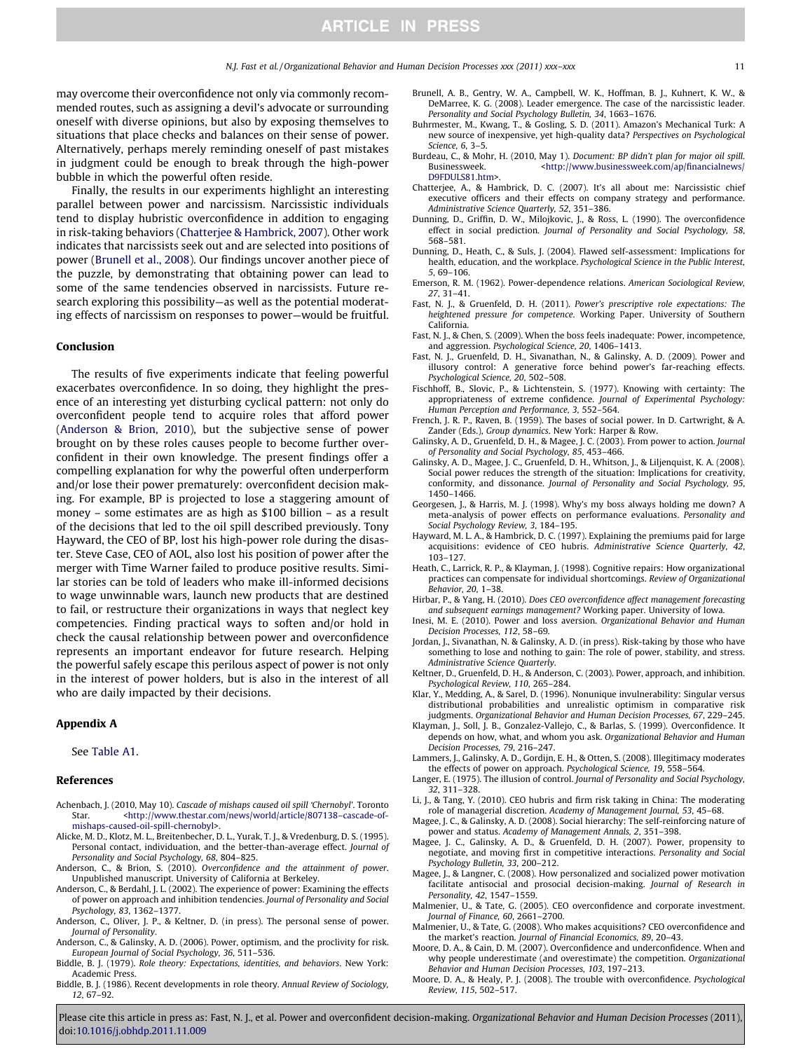may overcome their overconfidence not only via commonly recommended routes, such as assigning a devil's advocate or surrounding oneself with diverse opinions, but also by exposing themselves to situations that place checks and balances on their sense of power. Alternatively, perhaps merely reminding oneself of past mistakes in judgment could be enough to break through the high-power bubble in which the powerful often reside.

Finally, the results in our experiments highlight an interesting parallel between power and narcissism. Narcissistic individuals tend to display hubristic overconfidence in addition to engaging in risk-taking behaviors (Chatterjee & Hambrick, 2007). Other work indicates that narcissists seek out and are selected into positions of power (Brunell et al., 2008). Our findings uncover another piece of the puzzle, by demonstrating that obtaining power can lead to some of the same tendencies observed in narcissists. Future research exploring this possibility—as well as the potential moderating effects of narcissism on responses to power—would be fruitful.

## Conclusion

The results of five experiments indicate that feeling powerful exacerbates overconfidence. In so doing, they highlight the presence of an interesting yet disturbing cyclical pattern: not only do overconfident people tend to acquire roles that afford power (Anderson & Brion, 2010), but the subjective sense of power brought on by these roles causes people to become further overconfident in their own knowledge. The present findings offer a compelling explanation for why the powerful often underperform and/or lose their power prematurely: overconfident decision making. For example, BP is projected to lose a staggering amount of money – some estimates are as high as $100 billion – as a result of the decisions that led to the oil spill described previously. Tony Hayward, the CEO of BP, lost his high-power role during the disaster. Steve Case, CEO of AOL, also lost his position of power after the merger with Time Warner failed to produce positive results. Similar stories can be told of leaders who make ill-informed decisions to wage unwinnable wars, launch new products that are destined to fail, or restructure their organizations in ways that neglect key competencies. Finding practical ways to soften and/or hold in check the causal relationship between power and overconfidence represents an important endeavor for future research. Helping the powerful safely escape this perilous aspect of power is not only in the interest of power holders, but is also in the interest of all who are daily impacted by their decisions.

## Appendix A

See Table A1.

## References

Achenbach, J. (2010, May 10). *Cascade of mishaps caused oil spill 'Chernobyl'*. Toronto Star. <http://www.thestar.com/news/world/article/807138–cascade-of-mishaps-caused-oil-spill-chernobyl>.

Alicke, M. D., Klotz, M. L., Breitenbecher, D. L., Yurak, T. J., & Vredenburg, D. S. (1995). Personal contact, individuation, and the better-than-average effect. *Journal of Personality and Social Psychology, 68*, 804–825.

Anderson, C., & Brion, S. (2010). *Overconfidence and the attainment of power*. Unpublished manuscript. University of California at Berkeley.

Anderson, C., & Berdahl, J. L. (2002). The experience of power: Examining the effects of power on approach and inhibition tendencies. *Journal of Personality and Social Psychology, 83*, 1362–1377.

Anderson, C., Oliver, J. P., & Keltner, D. (in press). The personal sense of power. *Journal of Personality*.

Anderson, C., & Galinsky, A. D. (2006). Power, optimism, and the proclivity for risk. *European Journal of Social Psychology, 36*, 511–536.

Biddle, B. J. (1979). *Role theory: Expectations, identities, and behaviors*. New York: Academic Press.

Biddle, B. J. (1986). Recent developments in role theory. *Annual Review of Sociology, 12*, 67–92.

Brunell, A. B., Gentry, W. A., Campbell, W. K., Hoffman, B. J., Kuhnert, K. W., & DeMarree, K. G. (2008). Leader emergence. The case of the narcissistic leader. *Personality and Social Psychology Bulletin, 34*, 1663–1676.

Buhrmester, M., Kwang, T., & Gosling, S. D. (2011). Amazon's Mechanical Turk: A new source of inexpensive, yet high-quality data? *Perspectives on Psychological Science, 6*, 3–5.

Burdeau, C., & Mohr, H. (2010, May 1). *Document: BP didn't plan for major oil spill*. Businessweek. <http://www.businessweek.com/ap/financialnews/D9FDULS81.htm>.

Chatterjee, A., & Hambrick, D. C. (2007). It's all about me: Narcissistic chief executive officers and their effects on company strategy and performance. *Administrative Science Quarterly, 52*, 351–386.

Dunning, D., Griffin, D. W., Milojkovic, J., & Ross, L. (1990). The overconfidence effect in social prediction. *Journal of Personality and Social Psychology, 58*, 568–581.

Dunning, D., Heath, C., & Suls, J. (2004). Flawed self-assessment: Implications for health, education, and the workplace. *Psychological Science in the Public Interest, 5*, 69–106.

Emerson, R. M. (1962). Power-dependence relations. *American Sociological Review, 27*, 31–41.

Fast, N. J., & Gruenfeld, D. H. (2011). *Power's prescriptive role expectations: The heightened pressure for competence*. Working Paper. University of Southern California.

Fast, N. J., & Chen, S. (2009). When the boss feels inadequate: Power, incompetence, and aggression. *Psychological Science, 20*, 1406–1413.

Fast, N. J., Gruenfeld, D. H., Sivanathan, N., & Galinsky, A. D. (2009). Power and illusory control: A generative force behind power's far-reaching effects. *Psychological Science, 20*, 502–508.

Fischhoff, B., Slovic, P., & Lichtenstein, S. (1977). Knowing with certainty: The appropriateness of extreme confidence. *Journal of Experimental Psychology: Human Perception and Performance, 3*, 552–564.

French, J. R. P., Raven, B. (1959). The bases of social power. In D. Cartwright, & A. Zander (Eds.), *Group dynamics*. New York: Harper & Row.

Galinsky, A. D., Gruenfeld, D. H., & Magee, J. C. (2003). From power to action. *Journal of Personality and Social Psychology, 85*, 453–466.

Galinsky, A. D., Magee, J. C., Gruenfeld, D. H., Whitson, J., & Liljenquist, K. A. (2008). Social power reduces the strength of the situation: Implications for creativity, conformity, and dissonance. *Journal of Personality and Social Psychology, 95*, 1450–1466.

Georgesen, J., & Harris, M. J. (1998). Why's my boss always holding me down? A meta-analysis of power effects on performance evaluations. *Personality and Social Psychology Review, 3*, 184–195.

Hayward, M. L. A., & Hambrick, D. C. (1997). Explaining the premiums paid for large acquisitions: evidence of CEO hubris. *Administrative Science Quarterly, 42*, 103–127.

Heath, C., Larrick, R. P., & Klayman, J. (1998). Cognitive repairs: How organizational practices can compensate for individual shortcomings. *Review of Organizational Behavior, 20*, 1–38.

Hirbar, P., & Yang, H. (2010). *Does CEO overconfidence affect management forecasting and subsequent earnings management?* Working paper. University of Iowa.

Inesi, M. E. (2010). Power and loss aversion. *Organizational Behavior and Human Decision Processes, 112*, 58–69.

Jordan, J., Sivanathan, N. & Galinsky, A. D. (in press). Risk-taking by those who have something to lose and nothing to gain: The role of power, stability, and stress. *Administrative Science Quarterly*.

Keltner, D., Gruenfeld, D. H., & Anderson, C. (2003). Power, approach, and inhibition. *Psychological Review, 110*, 265–284.

Klar, Y., Medding, A., & Sarel, D. (1996). Nonunique invulnerability: Singular versus distributional probabilities and unrealistic optimism in comparative risk judgments. *Organizational Behavior and Human Decision Processes, 67*, 229–245.

Klayman, J., Soll, J. B., Gonzalez-Vallejo, C., & Barlas, S. (1999). Overconfidence. It depends on how, what, and whom you ask. *Organizational Behavior and Human Decision Processes, 79*, 216–247.

Lammers, J., Galinsky, A. D., Gordijn, E. H., & Otten, S. (2008). Illegitimacy moderates the effects of power on approach. *Psychological Science, 19*, 558–564.

Langer, E. (1975). The illusion of control. *Journal of Personality and Social Psychology, 32*, 311–328.

Li, J., & Tang, Y. (2010). CEO hubris and firm risk taking in China: The moderating role of managerial discretion. *Academy of Management Journal, 53*, 45–68.

Magee, J. C., & Galinsky, A. D. (2008). Social hierarchy: The self-reinforcing nature of power and status. *Academy of Management Annals, 2*, 351–398.

Magee, J. C., Galinsky, A. D., & Gruenfeld, D. H. (2007). Power, propensity to negotiate, and moving first in competitive interactions. *Personality and Social Psychology Bulletin, 33*, 200–212.

Magee, J., & Langner, C. (2008). How personalized and socialized power motivation facilitate antisocial and prosocial decision-making. *Journal of Research in Personality, 42*, 1547–1559.

Malmenier, U., & Tate, G. (2005). CEO overconfidence and corporate investment. *Journal of Finance, 60*, 2661–2700.

Malmenier, U., & Tate, G. (2008). Who makes acquisitions? CEO overconfidence and the market's reaction. *Journal of Financial Economics, 89*, 20–43.

Moore, D. A., & Cain, D. M. (2007). Overconfidence and underconfidence. When and why people underestimate (and overestimate) the competition. *Organizational Behavior and Human Decision Processes, 103*, 197–213.

Moore, D. A., & Healy, P. J. (2008). The trouble with overconfidence. *Psychological Review, 115*, 502–517.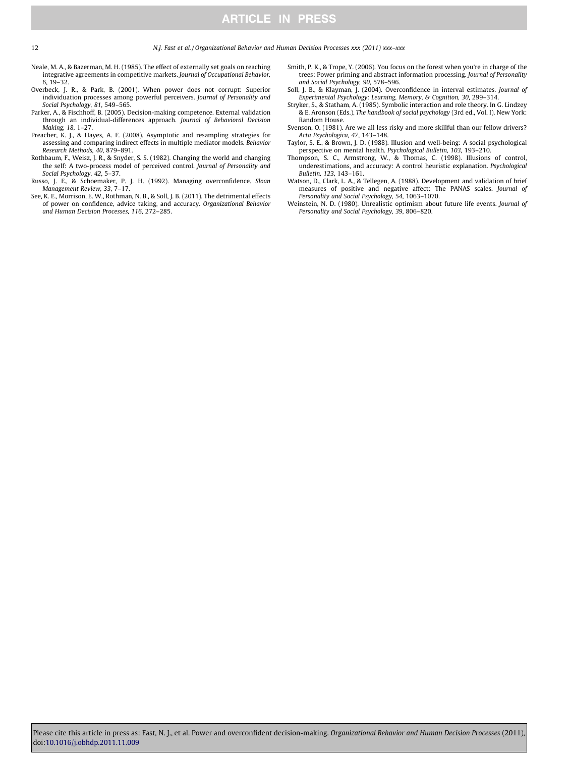Neale, M. A., & Bazerman, M. H. (1985). The effect of externally set goals on reaching integrative agreements in competitive markets. *Journal of Occupational Behavior, 6*, 19–32.

Overbeck, J. R., & Park, B. (2001). When power does not corrupt: Superior individuation processes among powerful perceivers. *Journal of Personality and Social Psychology, 81*, 549–565.

Parker, A., & Fischhoff, B. (2005). Decision-making competence. External validation through an individual-differences approach. *Journal of Behavioral Decision Making, 18*, 1–27.

Preacher, K. J., & Hayes, A. F. (2008). Asymptotic and resampling strategies for assessing and comparing indirect effects in multiple mediator models. *Behavior Research Methods, 40*, 879–891.

Rothbaum, F., Weisz, J. R., & Snyder, S. S. (1982). Changing the world and changing the self: A two-process model of perceived control. *Journal of Personality and Social Psychology, 42*, 5–37.

Russo, J. E., & Schoemaker, P. J. H. (1992). Managing overconfidence. *Sloan Management Review, 33*, 7–17.

See, K. E., Morrison, E. W., Rothman, N. B., & Soll, J. B. (2011). The detrimental effects of power on confidence, advice taking, and accuracy. *Organizational Behavior and Human Decision Processes, 116*, 272–285.

Smith, P. K., & Trope, Y. (2006). You focus on the forest when you're in charge of the trees: Power priming and abstract information processing. *Journal of Personality and Social Psychology, 90*, 578–596.

Soll, J. B., & Klayman, J. (2004). Overconfidence in interval estimates. *Journal of Experimental Psychology: Learning, Memory, & Cognition, 30*, 299–314.

Stryker, S., & Statham, A. (1985). Symbolic interaction and role theory. In G. Lindzey & E. Aronson (Eds.), *The handbook of social psychology* (3rd ed., Vol. I). New York: Random House.

Svenson, O. (1981). Are we all less risky and more skillful than our fellow drivers? *Acta Psychologica, 47*, 143–148.

Taylor, S. E., & Brown, J. D. (1988). Illusion and well-being: A social psychological perspective on mental health. *Psychological Bulletin, 103*, 193–210.

Thompson, S. C., Armstrong, W., & Thomas, C. (1998). Illusions of control, underestimations, and accuracy: A control heuristic explanation. *Psychological Bulletin, 123*, 143–161.

Watson, D., Clark, L. A., & Tellegen, A. (1988). Development and validation of brief measures of positive and negative affect: The PANAS scales. *Journal of Personality and Social Psychology, 54*, 1063–1070.

Weinstein, N. D. (1980). Unrealistic optimism about future life events. *Journal of Personality and Social Psychology, 39*, 806–820.